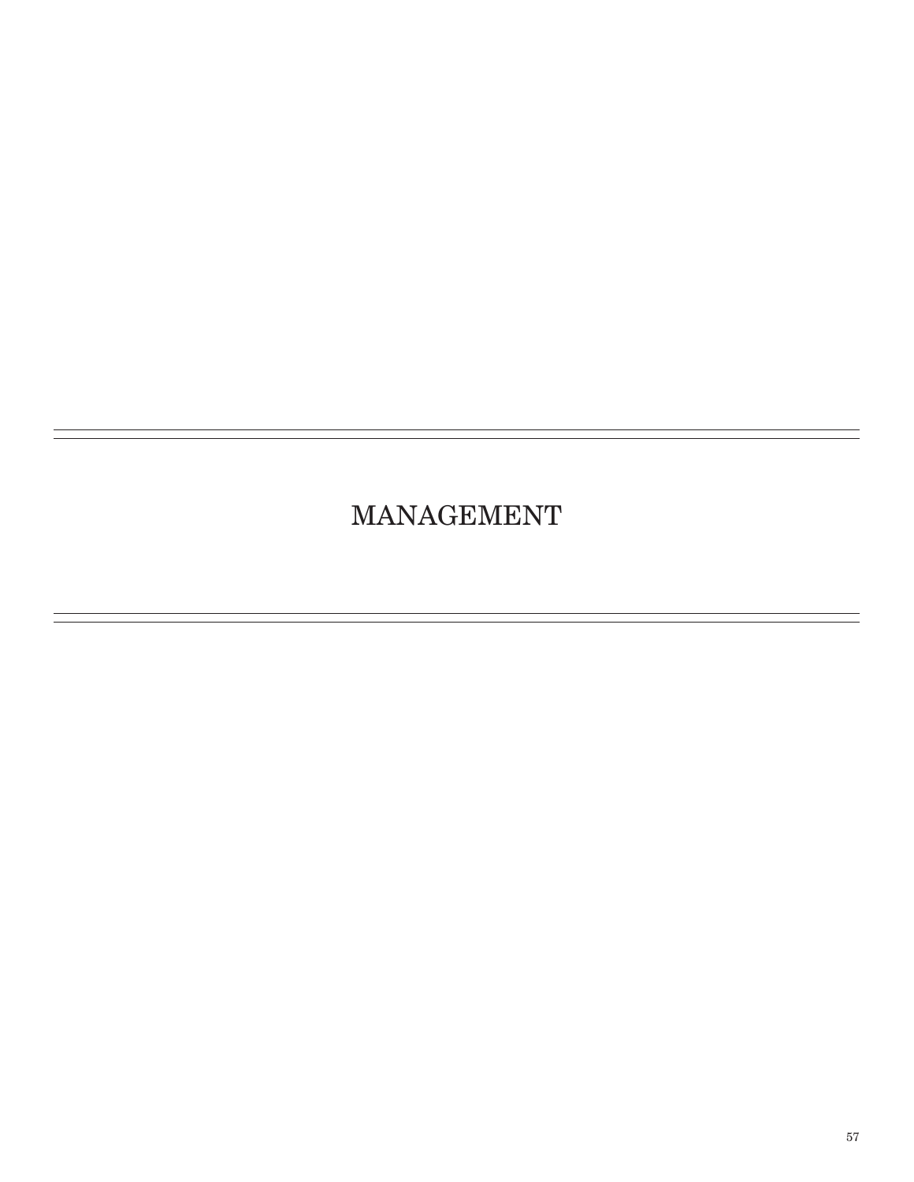# MANAGEMENT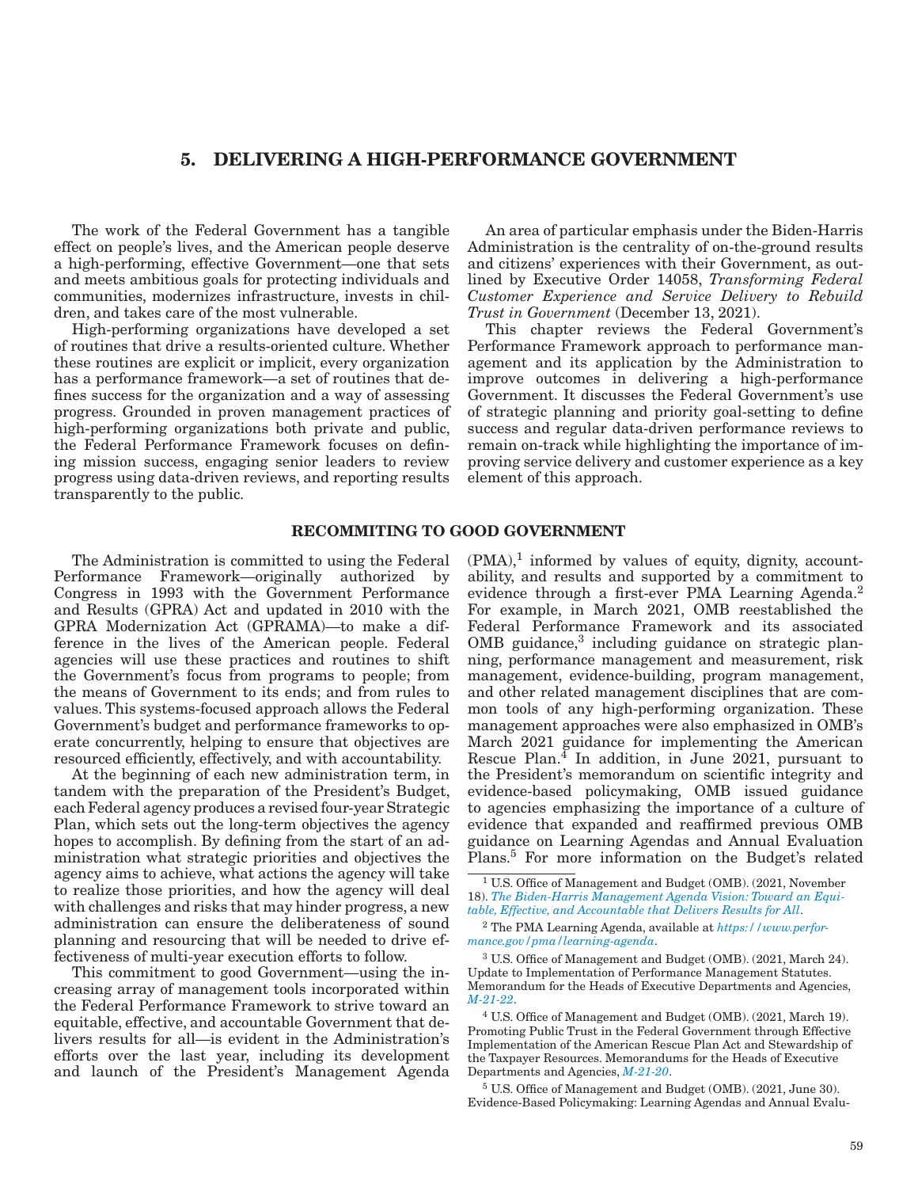# 5. DELIVERING A HIGH-PERFORMANCE GOVERNMENT

The work of the Federal Government has a tangible effect on people's lives, and the American people deserve a high-performing, effective Government—one that sets and meets ambitious goals for protecting individuals and communities, modernizes infrastructure, invests in children, and takes care of the most vulnerable.

High-performing organizations have developed a set of routines that drive a results-oriented culture. Whether these routines are explicit or implicit, every organization has a performance framework—a set of routines that defines success for the organization and a way of assessing progress. Grounded in proven management practices of high-performing organizations both private and public, the Federal Performance Framework focuses on defining mission success, engaging senior leaders to review progress using data-driven reviews, and reporting results transparently to the public.

An area of particular emphasis under the Biden-Harris Administration is the centrality of on-the-ground results and citizens' experiences with their Government, as outlined by Executive Order 14058, *Transforming Federal Customer Experience and Service Delivery to Rebuild Trust in Government* (December 13, 2021).

This chapter reviews the Federal Government's Performance Framework approach to performance management and its application by the Administration to improve outcomes in delivering a high-performance Government. It discusses the Federal Government's use of strategic planning and priority goal-setting to define success and regular data-driven performance reviews to remain on-track while highlighting the importance of improving service delivery and customer experience as a key element of this approach.

## RECOMMITING TO GOOD GOVERNMENT

The Administration is committed to using the Federal Performance Framework—originally authorized by Congress in 1993 with the Government Performance and Results (GPRA) Act and updated in 2010 with the GPRA Modernization Act (GPRAMA)—to make a difference in the lives of the American people. Federal agencies will use these practices and routines to shift the Government's focus from programs to people; from the means of Government to its ends; and from rules to values. This systems-focused approach allows the Federal Government's budget and performance frameworks to operate concurrently, helping to ensure that objectives are resourced efficiently, effectively, and with accountability.

At the beginning of each new administration term, in tandem with the preparation of the President's Budget, each Federal agency produces a revised four-year Strategic Plan, which sets out the long-term objectives the agency hopes to accomplish. By defining from the start of an administration what strategic priorities and objectives the agency aims to achieve, what actions the agency will take to realize those priorities, and how the agency will deal with challenges and risks that may hinder progress, a new administration can ensure the deliberateness of sound planning and resourcing that will be needed to drive effectiveness of multi-year execution efforts to follow.

This commitment to good Government—using the increasing array of management tools incorporated within the Federal Performance Framework to strive toward an equitable, effective, and accountable Government that delivers results for all—is evident in the Administration's efforts over the last year, including its development and launch of the President's Management Agenda (PMA),[1] informed by values of equity, dignity, accountability, and results and supported by a commitment to evidence through a first-ever PMA Learning Agenda.[2] For example, in March 2021, OMB reestablished the Federal Performance Framework and its associated OMB guidance,[3] including guidance on strategic planning, performance management and measurement, risk management, evidence-building, program management, and other related management disciplines that are common tools of any high-performing organization. These management approaches were also emphasized in OMB's March 2021 guidance for implementing the American Rescue Plan.[4] In addition, in June 2021, pursuant to the President's memorandum on scientific integrity and evidence-based policymaking, OMB issued guidance to agencies emphasizing the importance of a culture of evidence that expanded and reaffirmed previous OMB guidance on Learning Agendas and Annual Evaluation Plans.[5] For more information on the Budget's related

---

[1] U.S. Office of Management and Budget (OMB). (2021, November 18). *The Biden-Harris Management Agenda Vision: Toward an Equitable, Effective, and Accountable that Delivers Results for All*.

[2] The PMA Learning Agenda, available at *https://www.performance.gov/pma/learning-agenda*.

[3] U.S. Office of Management and Budget (OMB). (2021, March 24). Update to Implementation of Performance Management Statutes. Memorandum for the Heads of Executive Departments and Agencies, *M-21-22*.

[4] U.S. Office of Management and Budget (OMB). (2021, March 19). Promoting Public Trust in the Federal Government through Effective Implementation of the American Rescue Plan Act and Stewardship of the Taxpayer Resources. Memorandums for the Heads of Executive Departments and Agencies, *M-21-20*.

[5] U.S. Office of Management and Budget (OMB). (2021, June 30). Evidence-Based Policymaking: Learning Agendas and Annual Evalu-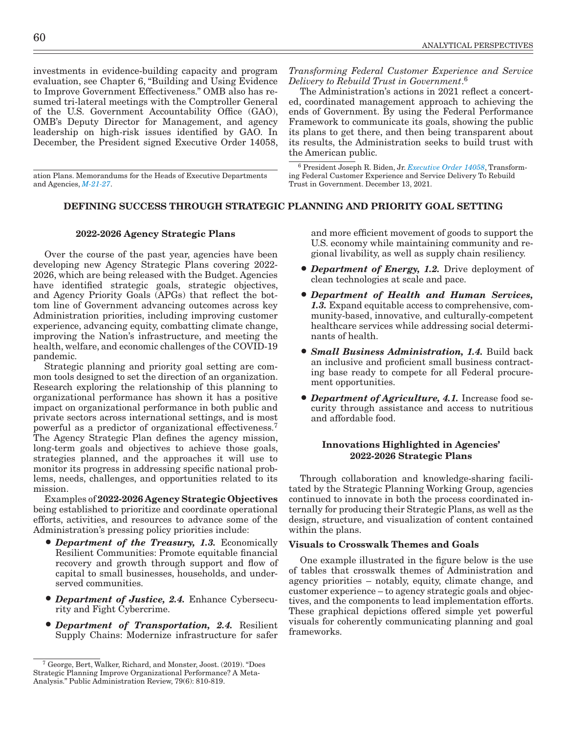investments in evidence-building capacity and program evaluation, see Chapter 6, "Building and Using Evidence to Improve Government Effectiveness." OMB also has resumed tri-lateral meetings with the Comptroller General of the U.S. Government Accountability Office (GAO), OMB's Deputy Director for Management, and agency leadership on high-risk issues identified by GAO. In December, the President signed Executive Order 14058, *Transforming Federal Customer Experience and Service Delivery to Rebuild Trust in Government*.[6]

The Administration's actions in 2021 reflect a concerted, coordinated management approach to achieving the ends of Government. By using the Federal Performance Framework to communicate its goals, showing the public its plans to get there, and then being transparent about its results, the Administration seeks to build trust with the American public.

ation Plans. Memorandums for the Heads of Executive Departments and Agencies, *M-21-27*.

[6] President Joseph R. Biden, Jr. *Executive Order 14058*, Transforming Federal Customer Experience and Service Delivery To Rebuild Trust in Government. December 13, 2021.

## DEFINING SUCCESS THROUGH STRATEGIC PLANNING AND PRIORITY GOAL SETTING

### 2022-2026 Agency Strategic Plans

Over the course of the past year, agencies have been developing new Agency Strategic Plans covering 2022-2026, which are being released with the Budget. Agencies have identified strategic goals, strategic objectives, and Agency Priority Goals (APGs) that reflect the bottom line of Government advancing outcomes across key Administration priorities, including improving customer experience, advancing equity, combatting climate change, improving the Nation's infrastructure, and meeting the health, welfare, and economic challenges of the COVID-19 pandemic.

Strategic planning and priority goal setting are common tools designed to set the direction of an organization. Research exploring the relationship of this planning to organizational performance has shown it has a positive impact on organizational performance in both public and private sectors across international settings, and is most powerful as a predictor of organizational effectiveness.[7] The Agency Strategic Plan defines the agency mission, long-term goals and objectives to achieve those goals, strategies planned, and the approaches it will use to monitor its progress in addressing specific national problems, needs, challenges, and opportunities related to its mission.

Examples of **2022-2026 Agency Strategic Objectives** being established to prioritize and coordinate operational efforts, activities, and resources to advance some of the Administration's pressing policy priorities include:

- ***Department of the Treasury, 1.3.*** Economically Resilient Communities: Promote equitable financial recovery and growth through support and flow of capital to small businesses, households, and underserved communities.
- ***Department of Justice, 2.4.*** Enhance Cybersecurity and Fight Cybercrime.
- ***Department of Transportation, 2.4.*** Resilient Supply Chains: Modernize infrastructure for safer and more efficient movement of goods to support the U.S. economy while maintaining community and regional livability, as well as supply chain resiliency.
- ***Department of Energy, 1.2.*** Drive deployment of clean technologies at scale and pace.
- ***Department of Health and Human Services, 1.3.*** Expand equitable access to comprehensive, community-based, innovative, and culturally-competent healthcare services while addressing social determinants of health.
- ***Small Business Administration, 1.4.*** Build back an inclusive and proficient small business contracting base ready to compete for all Federal procurement opportunities.
- ***Department of Agriculture, 4.1.*** Increase food security through assistance and access to nutritious and affordable food.

[7] George, Bert, Walker, Richard, and Monster, Joost. (2019). "Does Strategic Planning Improve Organizational Performance? A Meta-Analysis." Public Administration Review, 79(6): 810-819.

### Innovations Highlighted in Agencies' 2022-2026 Strategic Plans

Through collaboration and knowledge-sharing facilitated by the Strategic Planning Working Group, agencies continued to innovate in both the process coordinated internally for producing their Strategic Plans, as well as the design, structure, and visualization of content contained within the plans.

#### Visuals to Crosswalk Themes and Goals

One example illustrated in the figure below is the use of tables that crosswalk themes of Administration and agency priorities – notably, equity, climate change, and customer experience – to agency strategic goals and objectives, and the components to lead implementation efforts. These graphical depictions offered simple yet powerful visuals for coherently communicating planning and goal frameworks.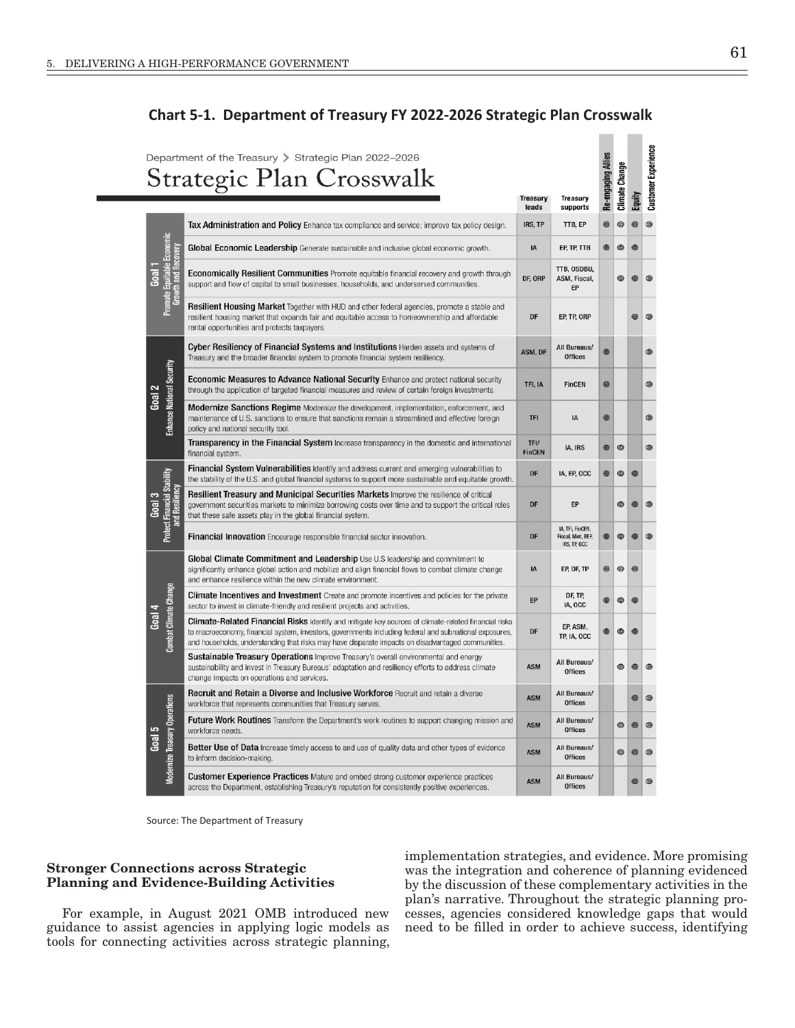**Chart 5-1. Department of Treasury FY 2022-2026 Strategic Plan Crosswalk**

Department of the Treasury > Strategic Plan 2022–2026

Strategic Plan Crosswalk

| Goal | Objective | Treasury leads | Treasury supports | Re-engaging Allies | Climate Change | Equity | Customer Experience |
|---|---|---|---|---|---|---|---|
| Goal 1 Promote Equitable Economic Growth and Recovery | **Tax Administration and Policy** Enhance tax compliance and service; improve tax policy design. | IRS, TP | TTB, EP | ◎ | ◎ | ◎ | ◎ |
| | **Global Economic Leadership** Generate sustainable and inclusive global economic growth. | IA | EP, TP, TTB | ◎ | ◎ | ◎ | |
| | **Economically Resilient Communities** Promote equitable financial recovery and growth through support and flow of capital to small businesses, households, and underserved communities. | DF, ORP | TTB, OSDBU, ASM, Fiscal, EP | | ◎ | ◎ | ◎ |
| | **Resilient Housing Market** Together with HUD and other federal agencies, promote a stable and resilient housing market that expands fair and equitable access to homeownership and affordable rental opportunities and protects taxpayers. | DF | EP, TP, ORP | | | ◎ | ◎ |
| Goal 2 Enhance National Security | **Cyber Resiliency of Financial Systems and Institutions** Harden assets and systems of Treasury and the broader financial system to promote financial system resiliency. | ASM, DF | All Bureaus/ Offices | ◎ | | | ◎ |
| | **Economic Measures to Advance National Security** Enhance and protect national security through the application of targeted financial measures and review of certain foreign investments. | TFI, IA | FinCEN | ◎ | | | ◎ |
| | **Modernize Sanctions Regime** Modernize the development, implementation, enforcement, and maintenance of U.S. sanctions to ensure that sanctions remain a streamlined and effective foreign policy and national security tool. | TFI | IA | ◎ | | | ◎ |
| | **Transparency in the Financial System** Increase transparency in the domestic and international financial system. | TFI/ FinCEN | IA, IRS | ◎ | ◎ | | ◎ |
| Goal 3 Protect Financial Stability and Resiliency | **Financial System Vulnerabilities** Identify and address current and emerging vulnerabilities to the stability of the U.S. and global financial systems to support more sustainable and equitable growth. | DF | IA, EP, OCC | ◎ | ◎ | ◎ | |
| | **Resilient Treasury and Municipal Securities Markets** Improve the resilience of critical government securities markets to minimize borrowing costs over time and to support the critical roles that these safe assets play in the global financial system. | DF | EP | | ◎ | ◎ | ◎ |
| | **Financial Innovation** Encourage responsible financial sector innovation. | DF | IA, TFI, FinCEN, Fiscal, Mint, BEP, IRS, TP, OCC | ◎ | ◎ | ◎ | ◎ |
| Goal 4 Combat Climate Change | **Global Climate Commitment and Leadership** Use U.S leadership and commitment to significantly enhance global action and mobilize and align financial flows to combat climate change and enhance resilience within the new climate environment. | IA | EP, DF, TP | ◎ | ◎ | ◎ | |
| | **Climate Incentives and Investment** Create and promote incentives and policies for the private sector to invest in climate-friendly and resilient projects and activities. | EP | DF, TP, IA, OCC | ◎ | ◎ | ◎ | |
| | **Climate-Related Financial Risks** Identify and mitigate key sources of climate-related financial risks to macroeconomy, financial system, investors, governments including federal and subnational exposures, and households, understanding that risks may have disparate impacts on disadvantaged communities. | DF | EP, ASM, TP, IA, OCC | ◎ | ◎ | ◎ | |
| | **Sustainable Treasury Operations** Improve Treasury's overall environmental and energy sustainability and invest in Treasury Bureaus' adaptation and resiliency efforts to address climate change impacts on operations and services. | ASM | All Bureaus/ Offices | | ◎ | ◎ | ◎ |
| Goal 5 Modernize Treasury Operations | **Recruit and Retain a Diverse and Inclusive Workforce** Recruit and retain a diverse workforce that represents communities that Treasury serves. | ASM | All Bureaus/ Offices | | | ◎ | ◎ |
| | **Future Work Routines** Transform the Department's work routines to support changing mission and workforce needs. | ASM | All Bureaus/ Offices | | ◎ | ◎ | ◎ |
| | **Better Use of Data** Increase timely access to and use of quality data and other types of evidence to inform decision-making. | ASM | All Bureaus/ Offices | | ◎ | ◎ | ◎ |
| | **Customer Experience Practices** Mature and embed strong customer experience practices across the Department, establishing Treasury's reputation for consistently positive experiences. | ASM | All Bureaus/ Offices | | | ◎ | ◎ |

Source: The Department of Treasury

### Stronger Connections across Strategic Planning and Evidence-Building Activities

For example, in August 2021 OMB introduced new guidance to assist agencies in applying logic models as tools for connecting activities across strategic planning, implementation strategies, and evidence. More promising was the integration and coherence of planning evidenced by the discussion of these complementary activities in the plan's narrative. Throughout the strategic planning processes, agencies considered knowledge gaps that would need to be filled in order to achieve success, identifying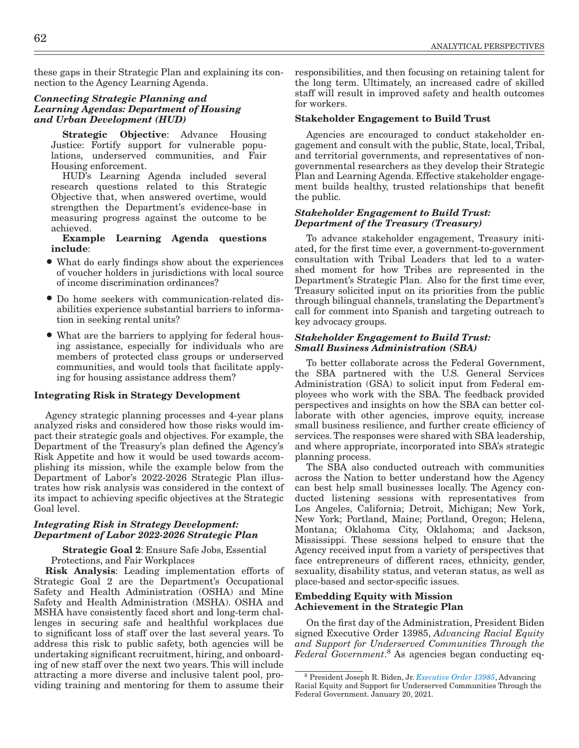these gaps in their Strategic Plan and explaining its connection to the Agency Learning Agenda.

### *Connecting Strategic Planning and Learning Agendas: Department of Housing and Urban Development (HUD)*

> **Strategic Objective**: Advance Housing Justice: Fortify support for vulnerable populations, underserved communities, and Fair Housing enforcement.
>
> HUD's Learning Agenda included several research questions related to this Strategic Objective that, when answered overtime, would strengthen the Department's evidence-base in measuring progress against the outcome to be achieved.
>
> **Example Learning Agenda questions include**:

- What do early findings show about the experiences of voucher holders in jurisdictions with local source of income discrimination ordinances?
- Do home seekers with communication-related disabilities experience substantial barriers to information in seeking rental units?
- What are the barriers to applying for federal housing assistance, especially for individuals who are members of protected class groups or underserved communities, and would tools that facilitate applying for housing assistance address them?

### Integrating Risk in Strategy Development

Agency strategic planning processes and 4-year plans analyzed risks and considered how those risks would impact their strategic goals and objectives. For example, the Department of the Treasury's plan defined the Agency's Risk Appetite and how it would be used towards accomplishing its mission, while the example below from the Department of Labor's 2022-2026 Strategic Plan illustrates how risk analysis was considered in the context of its impact to achieving specific objectives at the Strategic Goal level.

### *Integrating Risk in Strategy Development: Department of Labor 2022-2026 Strategic Plan*

> **Strategic Goal 2**: Ensure Safe Jobs, Essential Protections, and Fair Workplaces

**Risk Analysis**: Leading implementation efforts of Strategic Goal 2 are the Department's Occupational Safety and Health Administration (OSHA) and Mine Safety and Health Administration (MSHA). OSHA and MSHA have consistently faced short and long-term challenges in securing safe and healthful workplaces due to significant loss of staff over the last several years. To address this risk to public safety, both agencies will be undertaking significant recruitment, hiring, and onboarding of new staff over the next two years. This will include attracting a more diverse and inclusive talent pool, providing training and mentoring for them to assume their responsibilities, and then focusing on retaining talent for the long term. Ultimately, an increased cadre of skilled staff will result in improved safety and health outcomes for workers.

### Stakeholder Engagement to Build Trust

Agencies are encouraged to conduct stakeholder engagement and consult with the public, State, local, Tribal, and territorial governments, and representatives of non-governmental researchers as they develop their Strategic Plan and Learning Agenda. Effective stakeholder engagement builds healthy, trusted relationships that benefit the public.

### *Stakeholder Engagement to Build Trust: Department of the Treasury (Treasury)*

To advance stakeholder engagement, Treasury initiated, for the first time ever, a government-to-government consultation with Tribal Leaders that led to a watershed moment for how Tribes are represented in the Department's Strategic Plan. Also for the first time ever, Treasury solicited input on its priorities from the public through bilingual channels, translating the Department's call for comment into Spanish and targeting outreach to key advocacy groups.

### *Stakeholder Engagement to Build Trust: Small Business Administration (SBA)*

To better collaborate across the Federal Government, the SBA partnered with the U.S. General Services Administration (GSA) to solicit input from Federal employees who work with the SBA. The feedback provided perspectives and insights on how the SBA can better collaborate with other agencies, improve equity, increase small business resilience, and further create efficiency of services. The responses were shared with SBA leadership, and where appropriate, incorporated into SBA's strategic planning process.

The SBA also conducted outreach with communities across the Nation to better understand how the Agency can best help small businesses locally. The Agency conducted listening sessions with representatives from Los Angeles, California; Detroit, Michigan; New York, New York; Portland, Maine; Portland, Oregon; Helena, Montana; Oklahoma City, Oklahoma; and Jackson, Mississippi. These sessions helped to ensure that the Agency received input from a variety of perspectives that face entrepreneurs of different races, ethnicity, gender, sexuality, disability status, and veteran status, as well as place-based and sector-specific issues.

### Embedding Equity with Mission Achievement in the Strategic Plan

On the first day of the Administration, President Biden signed Executive Order 13985, *Advancing Racial Equity and Support for Underserved Communities Through the Federal Government*.[8] As agencies began conducting eq-

[8] President Joseph R. Biden, Jr. *Executive Order 13985*, Advancing Racial Equity and Support for Underserved Communities Through the Federal Government. January 20, 2021.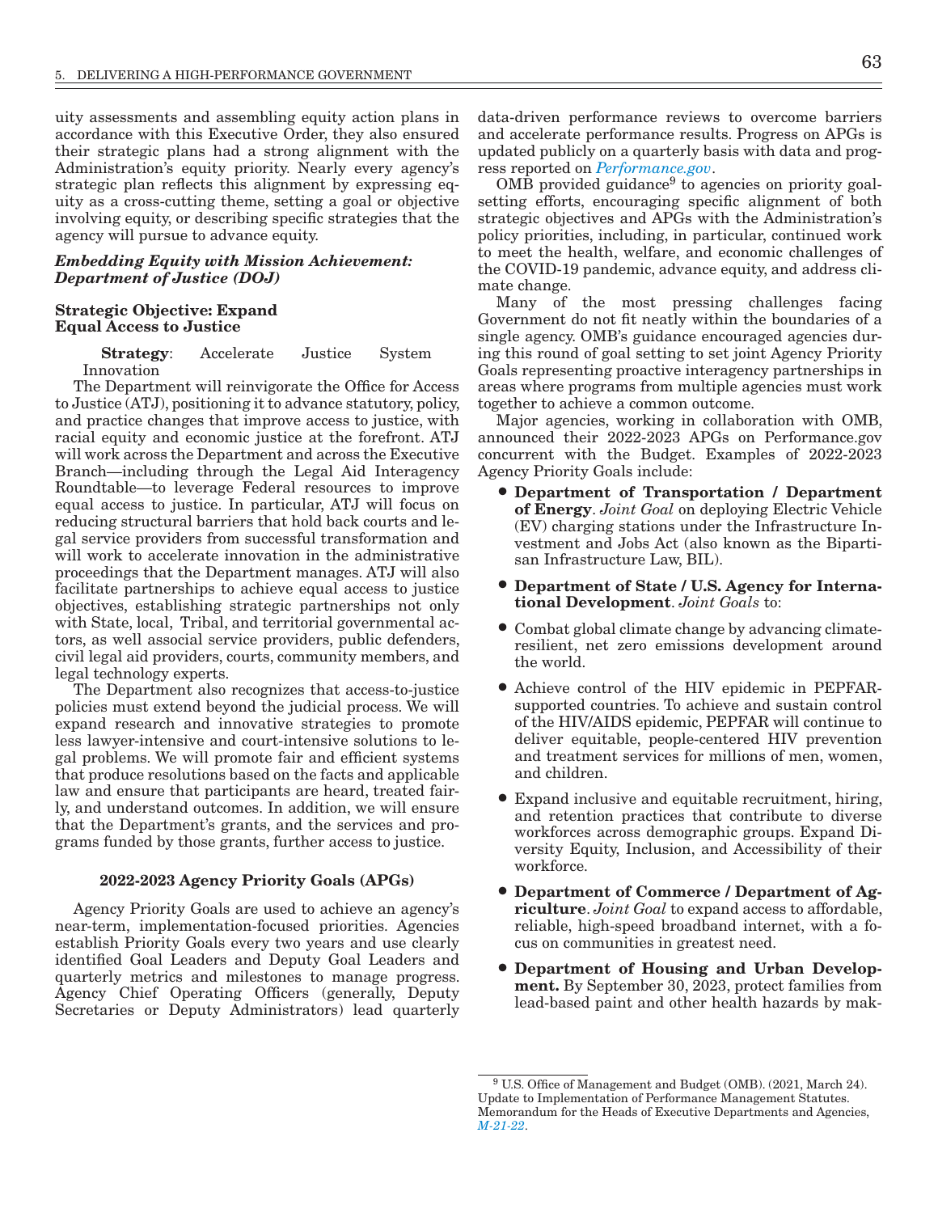uity assessments and assembling equity action plans in accordance with this Executive Order, they also ensured their strategic plans had a strong alignment with the Administration's equity priority. Nearly every agency's strategic plan reflects this alignment by expressing equity as a cross-cutting theme, setting a goal or objective involving equity, or describing specific strategies that the agency will pursue to advance equity.

### *Embedding Equity with Mission Achievement: Department of Justice (DOJ)*

#### Strategic Objective: Expand Equal Access to Justice

**Strategy**: Accelerate Justice System Innovation

The Department will reinvigorate the Office for Access to Justice (ATJ), positioning it to advance statutory, policy, and practice changes that improve access to justice, with racial equity and economic justice at the forefront. ATJ will work across the Department and across the Executive Branch—including through the Legal Aid Interagency Roundtable—to leverage Federal resources to improve equal access to justice. In particular, ATJ will focus on reducing structural barriers that hold back courts and legal service providers from successful transformation and will work to accelerate innovation in the administrative proceedings that the Department manages. ATJ will also facilitate partnerships to achieve equal access to justice objectives, establishing strategic partnerships not only with State, local, Tribal, and territorial governmental actors, as well associal service providers, public defenders, civil legal aid providers, courts, community members, and legal technology experts.

The Department also recognizes that access-to-justice policies must extend beyond the judicial process. We will expand research and innovative strategies to promote less lawyer-intensive and court-intensive solutions to legal problems. We will promote fair and efficient systems that produce resolutions based on the facts and applicable law and ensure that participants are heard, treated fairly, and understand outcomes. In addition, we will ensure that the Department's grants, and the services and programs funded by those grants, further access to justice.

#### 2022-2023 Agency Priority Goals (APGs)

Agency Priority Goals are used to achieve an agency's near-term, implementation-focused priorities. Agencies establish Priority Goals every two years and use clearly identified Goal Leaders and Deputy Goal Leaders and quarterly metrics and milestones to manage progress. Agency Chief Operating Officers (generally, Deputy Secretaries or Deputy Administrators) lead quarterly data-driven performance reviews to overcome barriers and accelerate performance results. Progress on APGs is updated publicly on a quarterly basis with data and progress reported on *Performance.gov*.

OMB provided guidance[9] to agencies on priority goal-setting efforts, encouraging specific alignment of both strategic objectives and APGs with the Administration's policy priorities, including, in particular, continued work to meet the health, welfare, and economic challenges of the COVID-19 pandemic, advance equity, and address climate change.

Many of the most pressing challenges facing Government do not fit neatly within the boundaries of a single agency. OMB's guidance encouraged agencies during this round of goal setting to set joint Agency Priority Goals representing proactive interagency partnerships in areas where programs from multiple agencies must work together to achieve a common outcome.

Major agencies, working in collaboration with OMB, announced their 2022-2023 APGs on Performance.gov concurrent with the Budget. Examples of 2022-2023 Agency Priority Goals include:

- **Department of Transportation / Department of Energy**. *Joint Goal* on deploying Electric Vehicle (EV) charging stations under the Infrastructure Investment and Jobs Act (also known as the Bipartisan Infrastructure Law, BIL).
- **Department of State / U.S. Agency for International Development**. *Joint Goals* to:
- Combat global climate change by advancing climate-resilient, net zero emissions development around the world.
- Achieve control of the HIV epidemic in PEPFAR-supported countries. To achieve and sustain control of the HIV/AIDS epidemic, PEPFAR will continue to deliver equitable, people-centered HIV prevention and treatment services for millions of men, women, and children.
- Expand inclusive and equitable recruitment, hiring, and retention practices that contribute to diverse workforces across demographic groups. Expand Diversity Equity, Inclusion, and Accessibility of their workforce.
- **Department of Commerce / Department of Agriculture**. *Joint Goal* to expand access to affordable, reliable, high-speed broadband internet, with a focus on communities in greatest need.
- **Department of Housing and Urban Development.** By September 30, 2023, protect families from lead-based paint and other health hazards by mak-

[9] U.S. Office of Management and Budget (OMB). (2021, March 24). Update to Implementation of Performance Management Statutes. Memorandum for the Heads of Executive Departments and Agencies, *M-21-22*.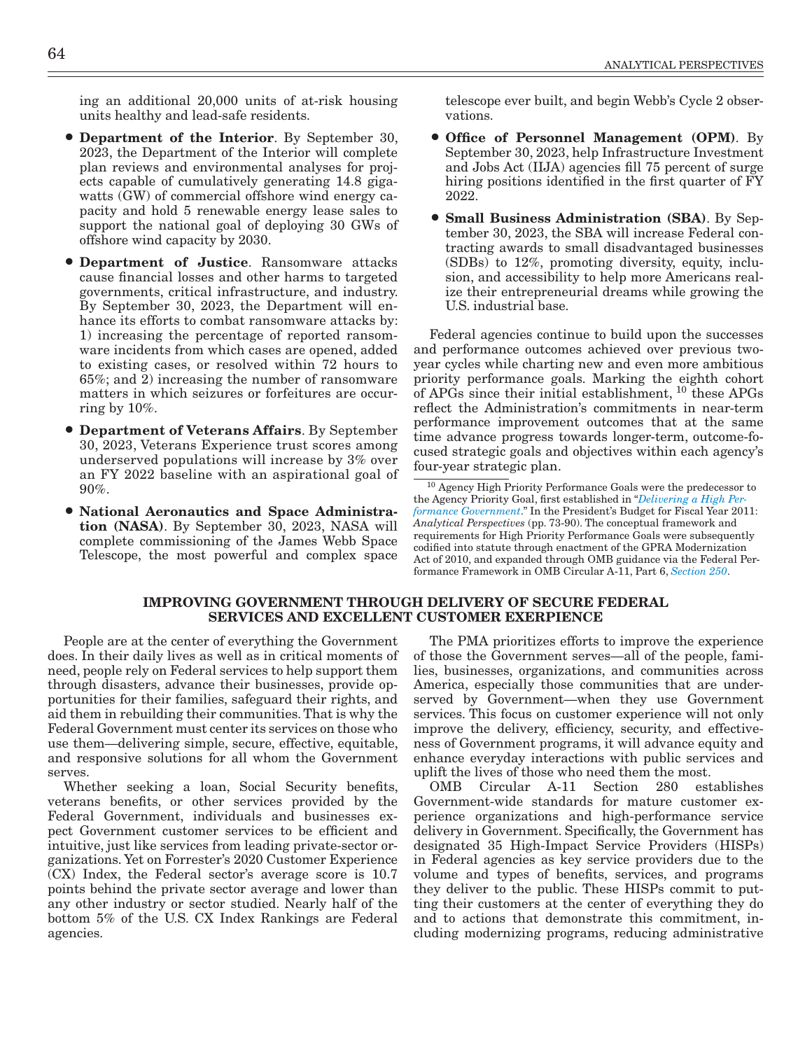ing an additional 20,000 units of at-risk housing units healthy and lead-safe residents.

- **Department of the Interior**. By September 30, 2023, the Department of the Interior will complete plan reviews and environmental analyses for projects capable of cumulatively generating 14.8 gigawatts (GW) of commercial offshore wind energy capacity and hold 5 renewable energy lease sales to support the national goal of deploying 30 GWs of offshore wind capacity by 2030.
- **Department of Justice**. Ransomware attacks cause financial losses and other harms to targeted governments, critical infrastructure, and industry. By September 30, 2023, the Department will enhance its efforts to combat ransomware attacks by: 1) increasing the percentage of reported ransomware incidents from which cases are opened, added to existing cases, or resolved within 72 hours to 65%; and 2) increasing the number of ransomware matters in which seizures or forfeitures are occurring by 10%.
- **Department of Veterans Affairs**. By September 30, 2023, Veterans Experience trust scores among underserved populations will increase by 3% over an FY 2022 baseline with an aspirational goal of 90%.
- **National Aeronautics and Space Administration (NASA)**. By September 30, 2023, NASA will complete commissioning of the James Webb Space Telescope, the most powerful and complex space telescope ever built, and begin Webb's Cycle 2 observations.
- **Office of Personnel Management (OPM)**. By September 30, 2023, help Infrastructure Investment and Jobs Act (IIJA) agencies fill 75 percent of surge hiring positions identified in the first quarter of FY 2022.
- **Small Business Administration (SBA)**. By September 30, 2023, the SBA will increase Federal contracting awards to small disadvantaged businesses (SDBs) to 12%, promoting diversity, equity, inclusion, and accessibility to help more Americans realize their entrepreneurial dreams while growing the U.S. industrial base.

Federal agencies continue to build upon the successes and performance outcomes achieved over previous two-year cycles while charting new and even more ambitious priority performance goals. Marking the eighth cohort of APGs since their initial establishment, [10] these APGs reflect the Administration's commitments in near-term performance improvement outcomes that at the same time advance progress towards longer-term, outcome-focused strategic goals and objectives within each agency's four-year strategic plan.

[10] Agency High Priority Performance Goals were the predecessor to the Agency Priority Goal, first established in "*Delivering a High Performance Government*." In the President's Budget for Fiscal Year 2011: *Analytical Perspectives* (pp. 73-90). The conceptual framework and requirements for High Priority Performance Goals were subsequently codified into statute through enactment of the GPRA Modernization Act of 2010, and expanded through OMB guidance via the Federal Performance Framework in OMB Circular A-11, Part 6, *Section 250*.

## IMPROVING GOVERNMENT THROUGH DELIVERY OF SECURE FEDERAL SERVICES AND EXCELLENT CUSTOMER EXERPIENCE

People are at the center of everything the Government does. In their daily lives as well as in critical moments of need, people rely on Federal services to help support them through disasters, advance their businesses, provide opportunities for their families, safeguard their rights, and aid them in rebuilding their communities. That is why the Federal Government must center its services on those who use them—delivering simple, secure, effective, equitable, and responsive solutions for all whom the Government serves.

Whether seeking a loan, Social Security benefits, veterans benefits, or other services provided by the Federal Government, individuals and businesses expect Government customer services to be efficient and intuitive, just like services from leading private-sector organizations. Yet on Forrester's 2020 Customer Experience (CX) Index, the Federal sector's average score is 10.7 points behind the private sector average and lower than any other industry or sector studied. Nearly half of the bottom 5% of the U.S. CX Index Rankings are Federal agencies.

The PMA prioritizes efforts to improve the experience of those the Government serves—all of the people, families, businesses, organizations, and communities across America, especially those communities that are underserved by Government—when they use Government services. This focus on customer experience will not only improve the delivery, efficiency, security, and effectiveness of Government programs, it will advance equity and enhance everyday interactions with public services and uplift the lives of those who need them the most.

OMB Circular A-11 Section 280 establishes Government-wide standards for mature customer experience organizations and high-performance service delivery in Government. Specifically, the Government has designated 35 High-Impact Service Providers (HISPs) in Federal agencies as key service providers due to the volume and types of benefits, services, and programs they deliver to the public. These HISPs commit to putting their customers at the center of everything they do and to actions that demonstrate this commitment, including modernizing programs, reducing administrative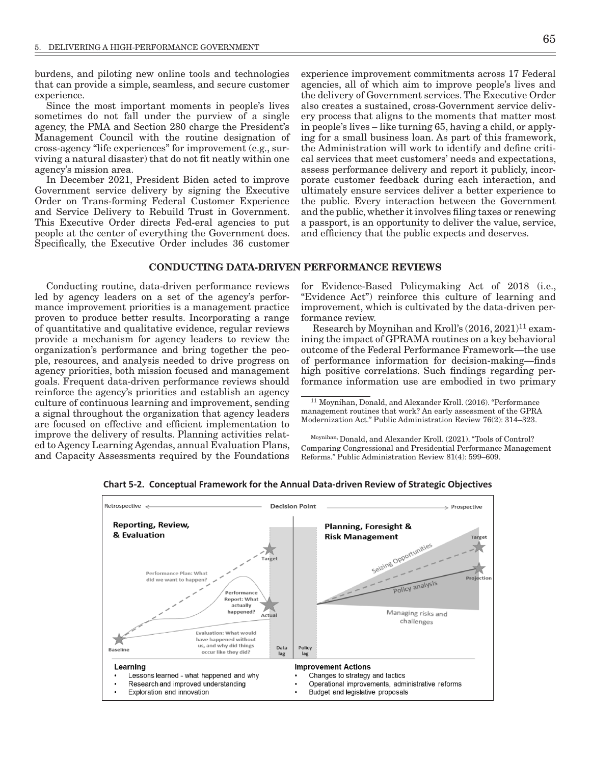burdens, and piloting new online tools and technologies that can provide a simple, seamless, and secure customer experience.

Since the most important moments in people's lives sometimes do not fall under the purview of a single agency, the PMA and Section 280 charge the President's Management Council with the routine designation of cross-agency "life experiences" for improvement (e.g., surviving a natural disaster) that do not fit neatly within one agency's mission area.

In December 2021, President Biden acted to improve Government service delivery by signing the Executive Order on Trans-forming Federal Customer Experience and Service Delivery to Rebuild Trust in Government. This Executive Order directs Fed-eral agencies to put people at the center of everything the Government does. Specifically, the Executive Order includes 36 customer experience improvement commitments across 17 Federal agencies, all of which aim to improve people's lives and the delivery of Government services. The Executive Order also creates a sustained, cross-Government service delivery process that aligns to the moments that matter most in people's lives – like turning 65, having a child, or applying for a small business loan. As part of this framework, the Administration will work to identify and define critical services that meet customers' needs and expectations, assess performance delivery and report it publicly, incorporate customer feedback during each interaction, and ultimately ensure services deliver a better experience to the public. Every interaction between the Government and the public, whether it involves filing taxes or renewing a passport, is an opportunity to deliver the value, service, and efficiency that the public expects and deserves.

## CONDUCTING DATA-DRIVEN PERFORMANCE REVIEWS

Conducting routine, data-driven performance reviews led by agency leaders on a set of the agency's performance improvement priorities is a management practice proven to produce better results. Incorporating a range of quantitative and qualitative evidence, regular reviews provide a mechanism for agency leaders to review the organization's performance and bring together the people, resources, and analysis needed to drive progress on agency priorities, both mission focused and management goals. Frequent data-driven performance reviews should reinforce the agency's priorities and establish an agency culture of continuous learning and improvement, sending a signal throughout the organization that agency leaders are focused on effective and efficient implementation to improve the delivery of results. Planning activities related to Agency Learning Agendas, annual Evaluation Plans, and Capacity Assessments required by the Foundations for Evidence-Based Policymaking Act of 2018 (i.e., "Evidence Act") reinforce this culture of learning and improvement, which is cultivated by the data-driven performance review.

Research by Moynihan and Kroll's (2016, 2021)[11] examining the impact of GPRAMA routines on a key behavioral outcome of the Federal Performance Framework—the use of performance information for decision-making—finds high positive correlations. Such findings regarding performance information use are embodied in two primary

[11] Moynihan, Donald, and Alexander Kroll. (2016). "Performance management routines that work? An early assessment of the GPRA Modernization Act." Public Administration Review 76(2): 314–323.

Moynihan, Donald, and Alexander Kroll. (2021). "Tools of Control? Comparing Congressional and Presidential Performance Management Reforms." Public Administration Review 81(4): 599–609.

**Chart 5-2. Conceptual Framework for the Annual Data-driven Review of Strategic Objectives**

Retrospective ← Decision Point → Prospective

**Reporting, Review, & Evaluation**

- Baseline
- Target
- Actual
- Performance Plan: What did we want to happen?
- Performance Report: What actually happened?
- Evaluation: What would have happened without us, and why did things occur like they did?
- Data lag
- Policy lag

**Planning, Foresight & Risk Management**

- Target
- Projection
- Seizing Opportunities
- Policy analysis
- Managing risks and challenges

**Learning**

- Lessons learned - what happened and why
- Research and improved understanding
- Exploration and innovation

**Improvement Actions**

- Changes to strategy and tactics
- Operational improvements, administrative reforms
- Budget and legislative proposals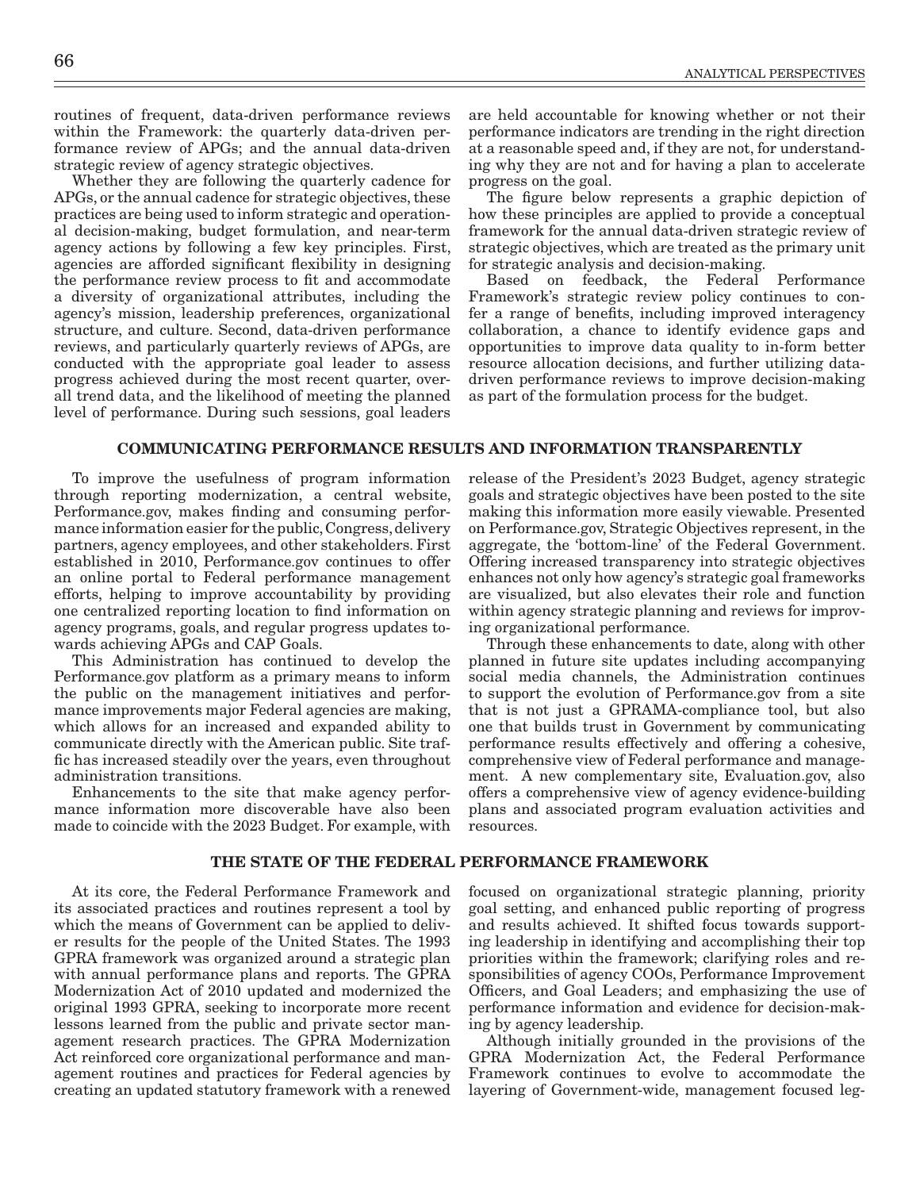routines of frequent, data-driven performance reviews within the Framework: the quarterly data-driven performance review of APGs; and the annual data-driven strategic review of agency strategic objectives.

Whether they are following the quarterly cadence for APGs, or the annual cadence for strategic objectives, these practices are being used to inform strategic and operational decision-making, budget formulation, and near-term agency actions by following a few key principles. First, agencies are afforded significant flexibility in designing the performance review process to fit and accommodate a diversity of organizational attributes, including the agency's mission, leadership preferences, organizational structure, and culture. Second, data-driven performance reviews, and particularly quarterly reviews of APGs, are conducted with the appropriate goal leader to assess progress achieved during the most recent quarter, overall trend data, and the likelihood of meeting the planned level of performance. During such sessions, goal leaders are held accountable for knowing whether or not their performance indicators are trending in the right direction at a reasonable speed and, if they are not, for understanding why they are not and for having a plan to accelerate progress on the goal.

The figure below represents a graphic depiction of how these principles are applied to provide a conceptual framework for the annual data-driven strategic review of strategic objectives, which are treated as the primary unit for strategic analysis and decision-making.

Based on feedback, the Federal Performance Framework's strategic review policy continues to confer a range of benefits, including improved interagency collaboration, a chance to identify evidence gaps and opportunities to improve data quality to in-form better resource allocation decisions, and further utilizing data-driven performance reviews to improve decision-making as part of the formulation process for the budget.

## COMMUNICATING PERFORMANCE RESULTS AND INFORMATION TRANSPARENTLY

To improve the usefulness of program information through reporting modernization, a central website, Performance.gov, makes finding and consuming performance information easier for the public, Congress, delivery partners, agency employees, and other stakeholders. First established in 2010, Performance.gov continues to offer an online portal to Federal performance management efforts, helping to improve accountability by providing one centralized reporting location to find information on agency programs, goals, and regular progress updates towards achieving APGs and CAP Goals.

This Administration has continued to develop the Performance.gov platform as a primary means to inform the public on the management initiatives and performance improvements major Federal agencies are making, which allows for an increased and expanded ability to communicate directly with the American public. Site traffic has increased steadily over the years, even throughout administration transitions.

Enhancements to the site that make agency performance information more discoverable have also been made to coincide with the 2023 Budget. For example, with release of the President's 2023 Budget, agency strategic goals and strategic objectives have been posted to the site making this information more easily viewable. Presented on Performance.gov, Strategic Objectives represent, in the aggregate, the 'bottom-line' of the Federal Government. Offering increased transparency into strategic objectives enhances not only how agency's strategic goal frameworks are visualized, but also elevates their role and function within agency strategic planning and reviews for improving organizational performance.

Through these enhancements to date, along with other planned in future site updates including accompanying social media channels, the Administration continues to support the evolution of Performance.gov from a site that is not just a GPRAMA-compliance tool, but also one that builds trust in Government by communicating performance results effectively and offering a cohesive, comprehensive view of Federal performance and management. A new complementary site, Evaluation.gov, also offers a comprehensive view of agency evidence-building plans and associated program evaluation activities and resources.

## THE STATE OF THE FEDERAL PERFORMANCE FRAMEWORK

At its core, the Federal Performance Framework and its associated practices and routines represent a tool by which the means of Government can be applied to deliver results for the people of the United States. The 1993 GPRA framework was organized around a strategic plan with annual performance plans and reports. The GPRA Modernization Act of 2010 updated and modernized the original 1993 GPRA, seeking to incorporate more recent lessons learned from the public and private sector management research practices. The GPRA Modernization Act reinforced core organizational performance and management routines and practices for Federal agencies by creating an updated statutory framework with a renewed focused on organizational strategic planning, priority goal setting, and enhanced public reporting of progress and results achieved. It shifted focus towards supporting leadership in identifying and accomplishing their top priorities within the framework; clarifying roles and responsibilities of agency COOs, Performance Improvement Officers, and Goal Leaders; and emphasizing the use of performance information and evidence for decision-making by agency leadership.

Although initially grounded in the provisions of the GPRA Modernization Act, the Federal Performance Framework continues to evolve to accommodate the layering of Government-wide, management focused leg-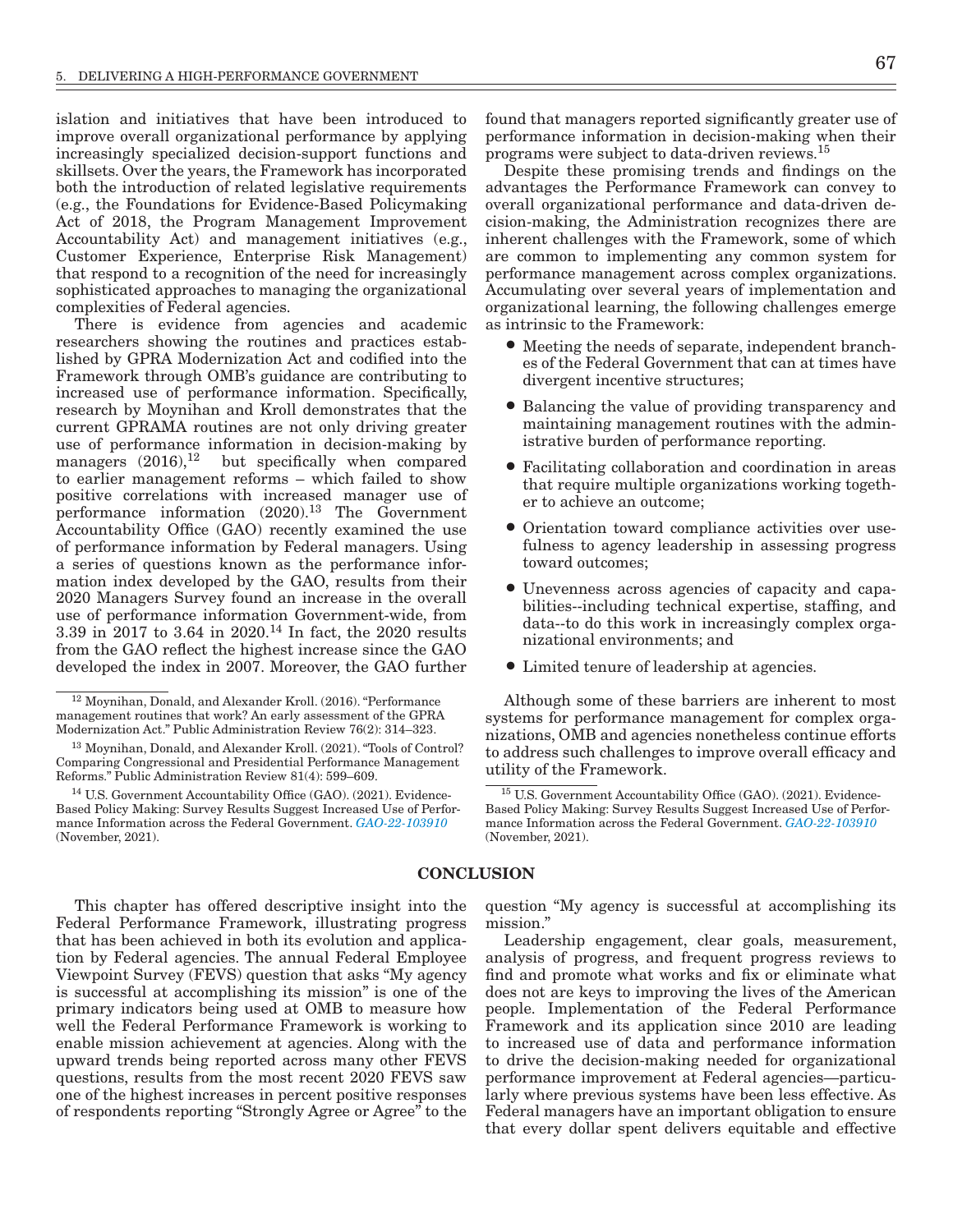islation and initiatives that have been introduced to improve overall organizational performance by applying increasingly specialized decision-support functions and skillsets. Over the years, the Framework has incorporated both the introduction of related legislative requirements (e.g., the Foundations for Evidence-Based Policymaking Act of 2018, the Program Management Improvement Accountability Act) and management initiatives (e.g., Customer Experience, Enterprise Risk Management) that respond to a recognition of the need for increasingly sophisticated approaches to managing the organizational complexities of Federal agencies.

There is evidence from agencies and academic researchers showing the routines and practices established by GPRA Modernization Act and codified into the Framework through OMB's guidance are contributing to increased use of performance information. Specifically, research by Moynihan and Kroll demonstrates that the current GPRAMA routines are not only driving greater use of performance information in decision-making by managers (2016),[12] but specifically when compared to earlier management reforms – which failed to show positive correlations with increased manager use of performance information (2020).[13] The Government Accountability Office (GAO) recently examined the use of performance information by Federal managers. Using a series of questions known as the performance information index developed by the GAO, results from their 2020 Managers Survey found an increase in the overall use of performance information Government-wide, from 3.39 in 2017 to 3.64 in 2020.[14] In fact, the 2020 results from the GAO reflect the highest increase since the GAO developed the index in 2007. Moreover, the GAO further found that managers reported significantly greater use of performance information in decision-making when their programs were subject to data-driven reviews.[15]

Despite these promising trends and findings on the advantages the Performance Framework can convey to overall organizational performance and data-driven decision-making, the Administration recognizes there are inherent challenges with the Framework, some of which are common to implementing any common system for performance management across complex organizations. Accumulating over several years of implementation and organizational learning, the following challenges emerge as intrinsic to the Framework:

- Meeting the needs of separate, independent branches of the Federal Government that can at times have divergent incentive structures;
- Balancing the value of providing transparency and maintaining management routines with the administrative burden of performance reporting.
- Facilitating collaboration and coordination in areas that require multiple organizations working together to achieve an outcome;
- Orientation toward compliance activities over usefulness to agency leadership in assessing progress toward outcomes;
- Unevenness across agencies of capacity and capabilities--including technical expertise, staffing, and data--to do this work in increasingly complex organizational environments; and
- Limited tenure of leadership at agencies.

Although some of these barriers are inherent to most systems for performance management for complex organizations, OMB and agencies nonetheless continue efforts to address such challenges to improve overall efficacy and utility of the Framework.

[12] Moynihan, Donald, and Alexander Kroll. (2016). "Performance management routines that work? An early assessment of the GPRA Modernization Act." Public Administration Review 76(2): 314–323.

[13] Moynihan, Donald, and Alexander Kroll. (2021). "Tools of Control? Comparing Congressional and Presidential Performance Management Reforms." Public Administration Review 81(4): 599–609.

[14] U.S. Government Accountability Office (GAO). (2021). Evidence-Based Policy Making: Survey Results Suggest Increased Use of Performance Information across the Federal Government. *GAO-22-103910* (November, 2021).

[15] U.S. Government Accountability Office (GAO). (2021). Evidence-Based Policy Making: Survey Results Suggest Increased Use of Performance Information across the Federal Government. *GAO-22-103910* (November, 2021).

## CONCLUSION

This chapter has offered descriptive insight into the Federal Performance Framework, illustrating progress that has been achieved in both its evolution and application by Federal agencies. The annual Federal Employee Viewpoint Survey (FEVS) question that asks "My agency is successful at accomplishing its mission" is one of the primary indicators being used at OMB to measure how well the Federal Performance Framework is working to enable mission achievement at agencies. Along with the upward trends being reported across many other FEVS questions, results from the most recent 2020 FEVS saw one of the highest increases in percent positive responses of respondents reporting "Strongly Agree or Agree" to the question "My agency is successful at accomplishing its mission."

Leadership engagement, clear goals, measurement, analysis of progress, and frequent progress reviews to find and promote what works and fix or eliminate what does not are keys to improving the lives of the American people. Implementation of the Federal Performance Framework and its application since 2010 are leading to increased use of data and performance information to drive the decision-making needed for organizational performance improvement at Federal agencies—particularly where previous systems have been less effective. As Federal managers have an important obligation to ensure that every dollar spent delivers equitable and effective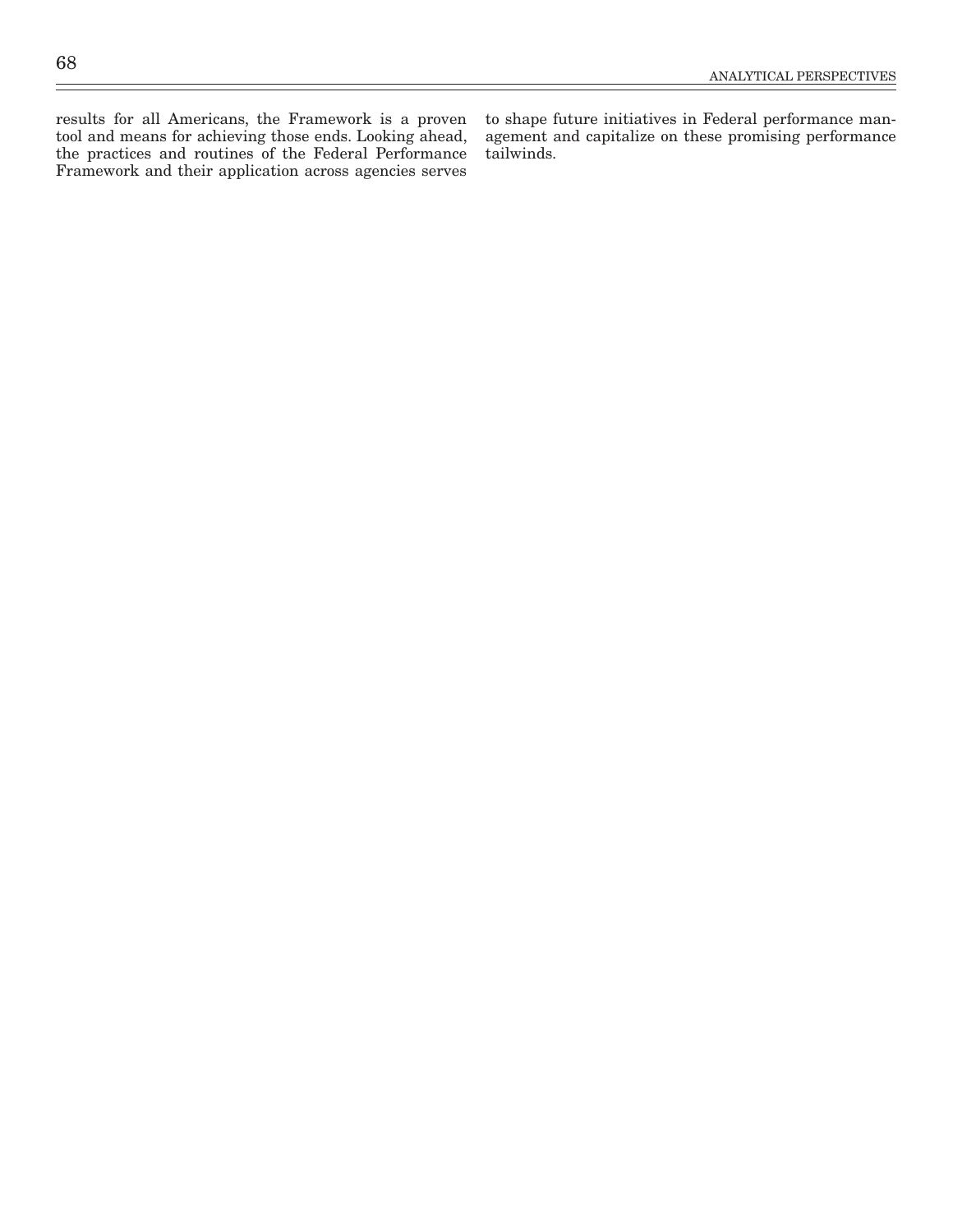results for all Americans, the Framework is a proven tool and means for achieving those ends. Looking ahead, the practices and routines of the Federal Performance Framework and their application across agencies serves to shape future initiatives in Federal performance management and capitalize on these promising performance tailwinds.